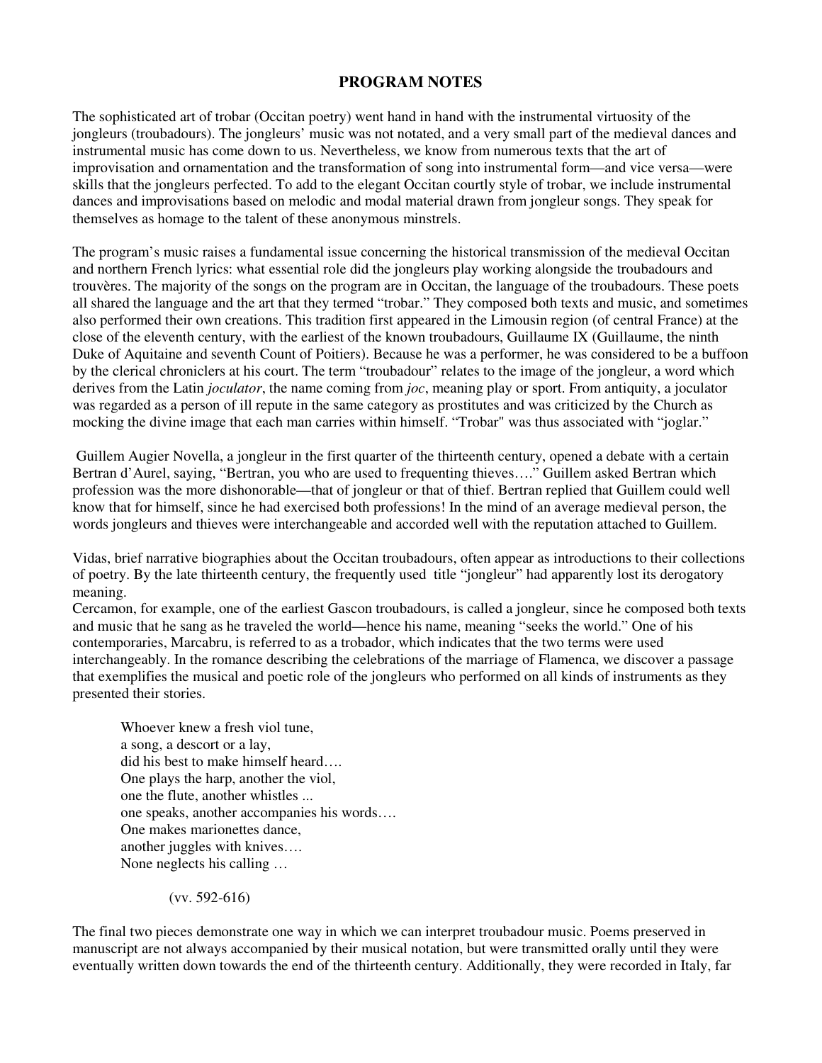# PROGRAM NOTES

The sophisticated art of trobar (Occitan poetry) went hand in hand with the instrumental virtuosity of the jongleurs (troubadours). The jongleurs' music was not notated, and a very small part of the medieval dances and instrumental music has come down to us. Nevertheless, we know from numerous texts that the art of improvisation and ornamentation and the transformation of song into instrumental form—and vice versa—were skills that the jongleurs perfected. To add to the elegant Occitan courtly style of trobar, we include instrumental dances and improvisations based on melodic and modal material drawn from jongleur songs. They speak for themselves as homage to the talent of these anonymous minstrels.

The program's music raises a fundamental issue concerning the historical transmission of the medieval Occitan and northern French lyrics: what essential role did the jongleurs play working alongside the troubadours and trouvères. The majority of the songs on the program are in Occitan, the language of the troubadours. These poets all shared the language and the art that they termed "trobar." They composed both texts and music, and sometimes also performed their own creations. This tradition first appeared in the Limousin region (of central France) at the close of the eleventh century, with the earliest of the known troubadours, Guillaume IX (Guillaume, the ninth Duke of Aquitaine and seventh Count of Poitiers). Because he was a performer, he was considered to be a buffoon by the clerical chroniclers at his court. The term "troubadour" relates to the image of the jongleur, a word which derives from the Latin *joculator*, the name coming from *joc*, meaning play or sport. From antiquity, a joculator was regarded as a person of ill repute in the same category as prostitutes and was criticized by the Church as mocking the divine image that each man carries within himself. "Trobar" was thus associated with "joglar."

Guillem Augier Novella, a jongleur in the first quarter of the thirteenth century, opened a debate with a certain Bertran d'Aurel, saying, "Bertran, you who are used to frequenting thieves…." Guillem asked Bertran which profession was the more dishonorable—that of jongleur or that of thief. Bertran replied that Guillem could well know that for himself, since he had exercised both professions! In the mind of an average medieval person, the words jongleurs and thieves were interchangeable and accorded well with the reputation attached to Guillem.

Vidas, brief narrative biographies about the Occitan troubadours, often appear as introductions to their collections of poetry. By the late thirteenth century, the frequently used title "jongleur" had apparently lost its derogatory meaning.
Cercamon, for example, one of the earliest Gascon troubadours, is called a jongleur, since he composed both texts and music that he sang as he traveled the world—hence his name, meaning "seeks the world." One of his contemporaries, Marcabru, is referred to as a trobador, which indicates that the two terms were used interchangeably. In the romance describing the celebrations of the marriage of Flamenca, we discover a passage that exemplifies the musical and poetic role of the jongleurs who performed on all kinds of instruments as they presented their stories.

> Whoever knew a fresh viol tune,
> a song, a descort or a lay,
> did his best to make himself heard….
> One plays the harp, another the viol,
> one the flute, another whistles ...
> one speaks, another accompanies his words….
> One makes marionettes dance,
> another juggles with knives….
> None neglects his calling …
>
> (vv. 592-616)

The final two pieces demonstrate one way in which we can interpret troubadour music. Poems preserved in manuscript are not always accompanied by their musical notation, but were transmitted orally until they were eventually written down towards the end of the thirteenth century. Additionally, they were recorded in Italy, far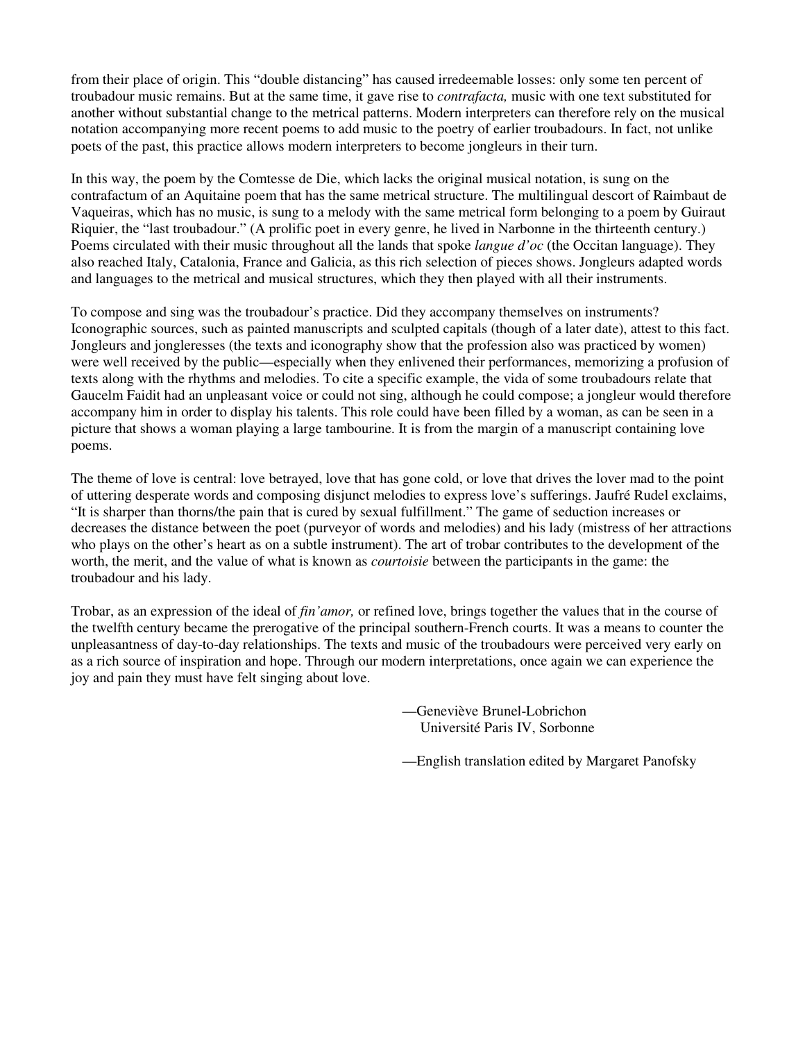from their place of origin. This "double distancing" has caused irredeemable losses: only some ten percent of troubadour music remains. But at the same time, it gave rise to *contrafacta,* music with one text substituted for another without substantial change to the metrical patterns. Modern interpreters can therefore rely on the musical notation accompanying more recent poems to add music to the poetry of earlier troubadours. In fact, not unlike poets of the past, this practice allows modern interpreters to become jongleurs in their turn.

In this way, the poem by the Comtesse de Die, which lacks the original musical notation, is sung on the contrafactum of an Aquitaine poem that has the same metrical structure. The multilingual descort of Raimbaut de Vaqueiras, which has no music, is sung to a melody with the same metrical form belonging to a poem by Guiraut Riquier, the "last troubadour." (A prolific poet in every genre, he lived in Narbonne in the thirteenth century.) Poems circulated with their music throughout all the lands that spoke *langue d'oc* (the Occitan language). They also reached Italy, Catalonia, France and Galicia, as this rich selection of pieces shows. Jongleurs adapted words and languages to the metrical and musical structures, which they then played with all their instruments.

To compose and sing was the troubadour's practice. Did they accompany themselves on instruments? Iconographic sources, such as painted manuscripts and sculpted capitals (though of a later date), attest to this fact. Jongleurs and jongleresses (the texts and iconography show that the profession also was practiced by women) were well received by the public—especially when they enlivened their performances, memorizing a profusion of texts along with the rhythms and melodies. To cite a specific example, the vida of some troubadours relate that Gaucelm Faidit had an unpleasant voice or could not sing, although he could compose; a jongleur would therefore accompany him in order to display his talents. This role could have been filled by a woman, as can be seen in a picture that shows a woman playing a large tambourine. It is from the margin of a manuscript containing love poems.

The theme of love is central: love betrayed, love that has gone cold, or love that drives the lover mad to the point of uttering desperate words and composing disjunct melodies to express love's sufferings. Jaufré Rudel exclaims, "It is sharper than thorns/the pain that is cured by sexual fulfillment." The game of seduction increases or decreases the distance between the poet (purveyor of words and melodies) and his lady (mistress of her attractions who plays on the other's heart as on a subtle instrument). The art of trobar contributes to the development of the worth, the merit, and the value of what is known as *courtoisie* between the participants in the game: the troubadour and his lady.

Trobar, as an expression of the ideal of *fin'amor,* or refined love, brings together the values that in the course of the twelfth century became the prerogative of the principal southern-French courts. It was a means to counter the unpleasantness of day-to-day relationships. The texts and music of the troubadours were perceived very early on as a rich source of inspiration and hope. Through our modern interpretations, once again we can experience the joy and pain they must have felt singing about love.

—Geneviève Brunel-Lobrichon
Université Paris IV, Sorbonne

—English translation edited by Margaret Panofsky